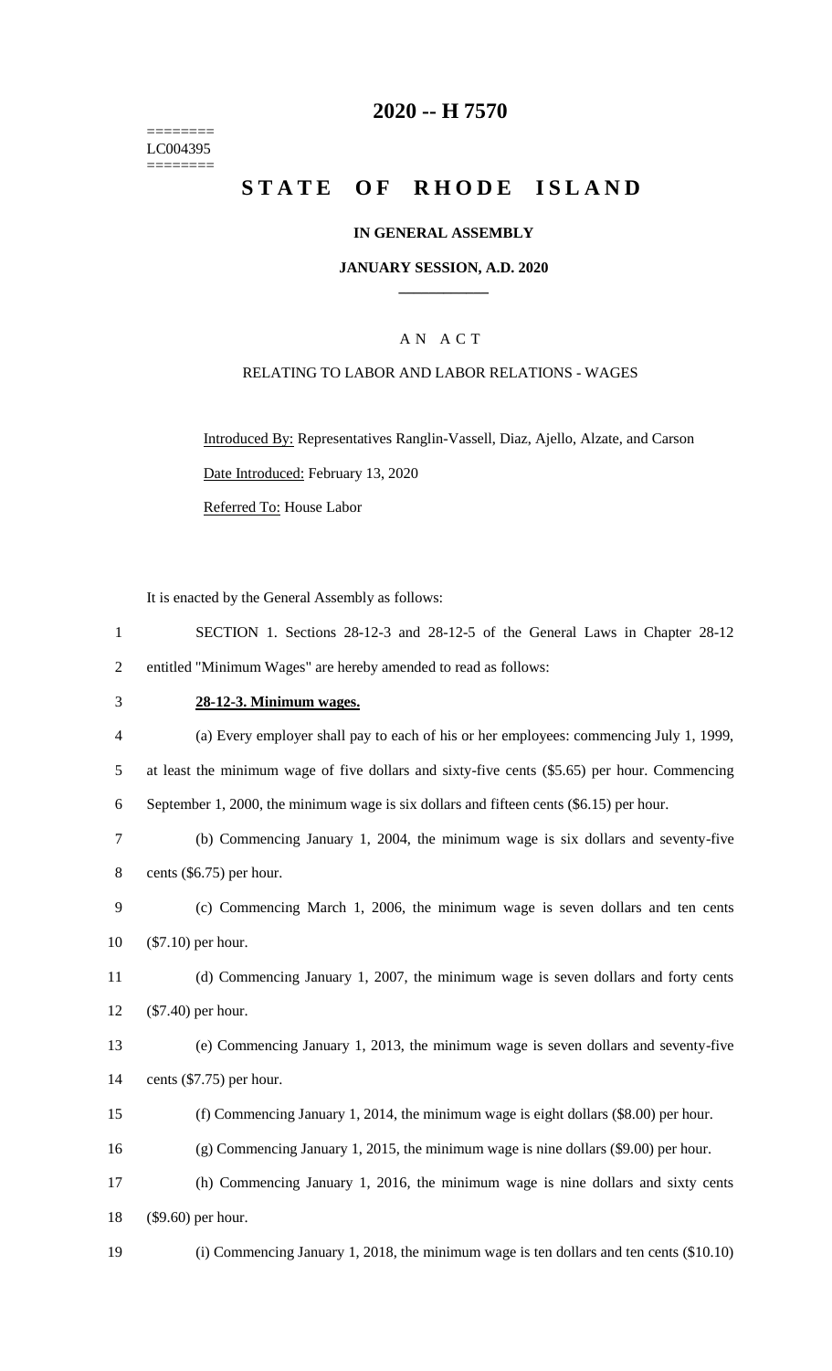========
LC004395
========

# 2020 -- H 7570

# STATE OF RHODE ISLAND

## IN GENERAL ASSEMBLY

### JANUARY SESSION, A.D. 2020

## A N A C T

### RELATING TO LABOR AND LABOR RELATIONS - WAGES

Introduced By: Representatives Ranglin-Vassell, Diaz, Ajello, Alzate, and Carson

Date Introduced: February 13, 2020

Referred To: House Labor

It is enacted by the General Assembly as follows:

SECTION 1. Sections 28-12-3 and 28-12-5 of the General Laws in Chapter 28-12 entitled "Minimum Wages" are hereby amended to read as follows:

**28-12-3. Minimum wages.**

(a) Every employer shall pay to each of his or her employees: commencing July 1, 1999, at least the minimum wage of five dollars and sixty-five cents ($5.65) per hour. Commencing September 1, 2000, the minimum wage is six dollars and fifteen cents ($6.15) per hour.

(b) Commencing January 1, 2004, the minimum wage is six dollars and seventy-five cents ($6.75) per hour.

(c) Commencing March 1, 2006, the minimum wage is seven dollars and ten cents ($7.10) per hour.

(d) Commencing January 1, 2007, the minimum wage is seven dollars and forty cents ($7.40) per hour.

(e) Commencing January 1, 2013, the minimum wage is seven dollars and seventy-five cents ($7.75) per hour.

(f) Commencing January 1, 2014, the minimum wage is eight dollars ($8.00) per hour.

(g) Commencing January 1, 2015, the minimum wage is nine dollars ($9.00) per hour.

(h) Commencing January 1, 2016, the minimum wage is nine dollars and sixty cents ($9.60) per hour.

(i) Commencing January 1, 2018, the minimum wage is ten dollars and ten cents ($10.10)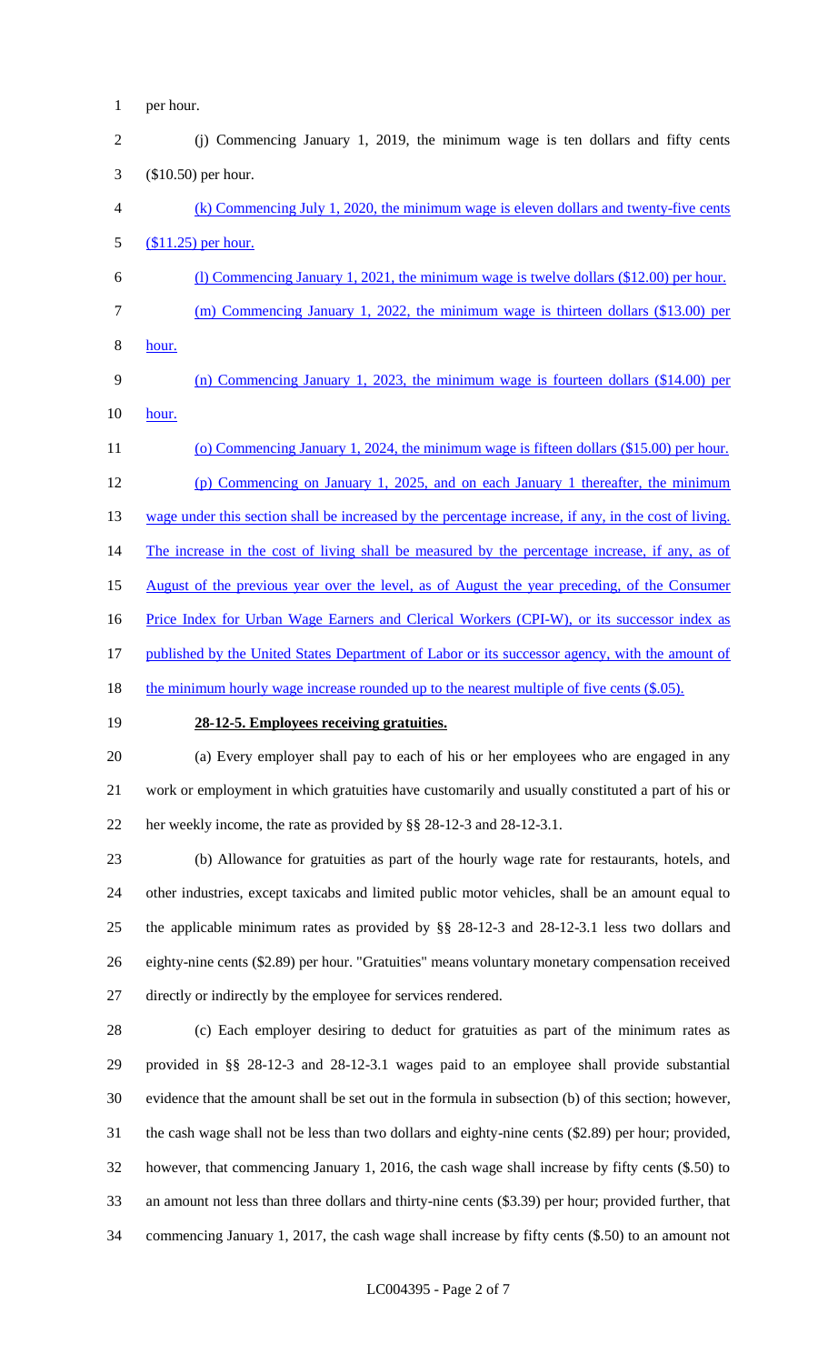per hour.

(j) Commencing January 1, 2019, the minimum wage is ten dollars and fifty cents ($10.50) per hour.

(k) Commencing July 1, 2020, the minimum wage is eleven dollars and twenty-five cents ($11.25) per hour.

(l) Commencing January 1, 2021, the minimum wage is twelve dollars ($12.00) per hour.

(m) Commencing January 1, 2022, the minimum wage is thirteen dollars ($13.00) per hour.

(n) Commencing January 1, 2023, the minimum wage is fourteen dollars ($14.00) per hour.

(o) Commencing January 1, 2024, the minimum wage is fifteen dollars ($15.00) per hour.

(p) Commencing on January 1, 2025, and on each January 1 thereafter, the minimum wage under this section shall be increased by the percentage increase, if any, in the cost of living. The increase in the cost of living shall be measured by the percentage increase, if any, as of August of the previous year over the level, as of August the year preceding, of the Consumer Price Index for Urban Wage Earners and Clerical Workers (CPI-W), or its successor index as published by the United States Department of Labor or its successor agency, with the amount of the minimum hourly wage increase rounded up to the nearest multiple of five cents ($.05).

**28-12-5. Employees receiving gratuities.**

(a) Every employer shall pay to each of his or her employees who are engaged in any work or employment in which gratuities have customarily and usually constituted a part of his or her weekly income, the rate as provided by §§ 28-12-3 and 28-12-3.1.

(b) Allowance for gratuities as part of the hourly wage rate for restaurants, hotels, and other industries, except taxicabs and limited public motor vehicles, shall be an amount equal to the applicable minimum rates as provided by §§ 28-12-3 and 28-12-3.1 less two dollars and eighty-nine cents ($2.89) per hour. "Gratuities" means voluntary monetary compensation received directly or indirectly by the employee for services rendered.

(c) Each employer desiring to deduct for gratuities as part of the minimum rates as provided in §§ 28-12-3 and 28-12-3.1 wages paid to an employee shall provide substantial evidence that the amount shall be set out in the formula in subsection (b) of this section; however, the cash wage shall not be less than two dollars and eighty-nine cents ($2.89) per hour; provided, however, that commencing January 1, 2016, the cash wage shall increase by fifty cents ($.50) to an amount not less than three dollars and thirty-nine cents ($3.39) per hour; provided further, that commencing January 1, 2017, the cash wage shall increase by fifty cents ($.50) to an amount not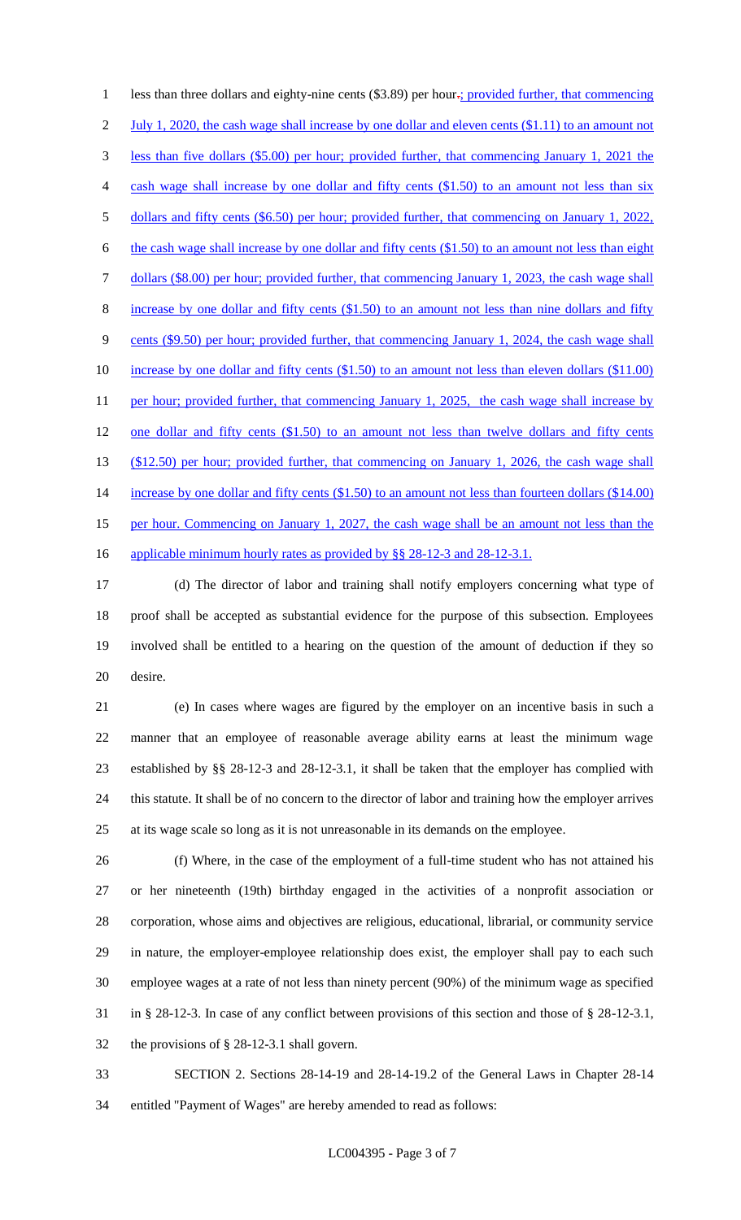less than three dollars and eighty-nine cents ($3.89) per hour.; provided further, that commencing July 1, 2020, the cash wage shall increase by one dollar and eleven cents ($1.11) to an amount not less than five dollars ($5.00) per hour; provided further, that commencing January 1, 2021 the cash wage shall increase by one dollar and fifty cents ($1.50) to an amount not less than six dollars and fifty cents ($6.50) per hour; provided further, that commencing on January 1, 2022, the cash wage shall increase by one dollar and fifty cents ($1.50) to an amount not less than eight dollars ($8.00) per hour; provided further, that commencing January 1, 2023, the cash wage shall increase by one dollar and fifty cents ($1.50) to an amount not less than nine dollars and fifty cents ($9.50) per hour; provided further, that commencing January 1, 2024, the cash wage shall increase by one dollar and fifty cents ($1.50) to an amount not less than eleven dollars ($11.00) per hour; provided further, that commencing January 1, 2025, the cash wage shall increase by one dollar and fifty cents ($1.50) to an amount not less than twelve dollars and fifty cents ($12.50) per hour; provided further, that commencing on January 1, 2026, the cash wage shall increase by one dollar and fifty cents ($1.50) to an amount not less than fourteen dollars ($14.00) per hour. Commencing on January 1, 2027, the cash wage shall be an amount not less than the applicable minimum hourly rates as provided by §§ 28-12-3 and 28-12-3.1.

(d) The director of labor and training shall notify employers concerning what type of proof shall be accepted as substantial evidence for the purpose of this subsection. Employees involved shall be entitled to a hearing on the question of the amount of deduction if they so desire.

(e) In cases where wages are figured by the employer on an incentive basis in such a manner that an employee of reasonable average ability earns at least the minimum wage established by §§ 28-12-3 and 28-12-3.1, it shall be taken that the employer has complied with this statute. It shall be of no concern to the director of labor and training how the employer arrives at its wage scale so long as it is not unreasonable in its demands on the employee.

(f) Where, in the case of the employment of a full-time student who has not attained his or her nineteenth (19th) birthday engaged in the activities of a nonprofit association or corporation, whose aims and objectives are religious, educational, librarial, or community service in nature, the employer-employee relationship does exist, the employer shall pay to each such employee wages at a rate of not less than ninety percent (90%) of the minimum wage as specified in § 28-12-3. In case of any conflict between provisions of this section and those of § 28-12-3.1, the provisions of § 28-12-3.1 shall govern.

SECTION 2. Sections 28-14-19 and 28-14-19.2 of the General Laws in Chapter 28-14 entitled "Payment of Wages" are hereby amended to read as follows: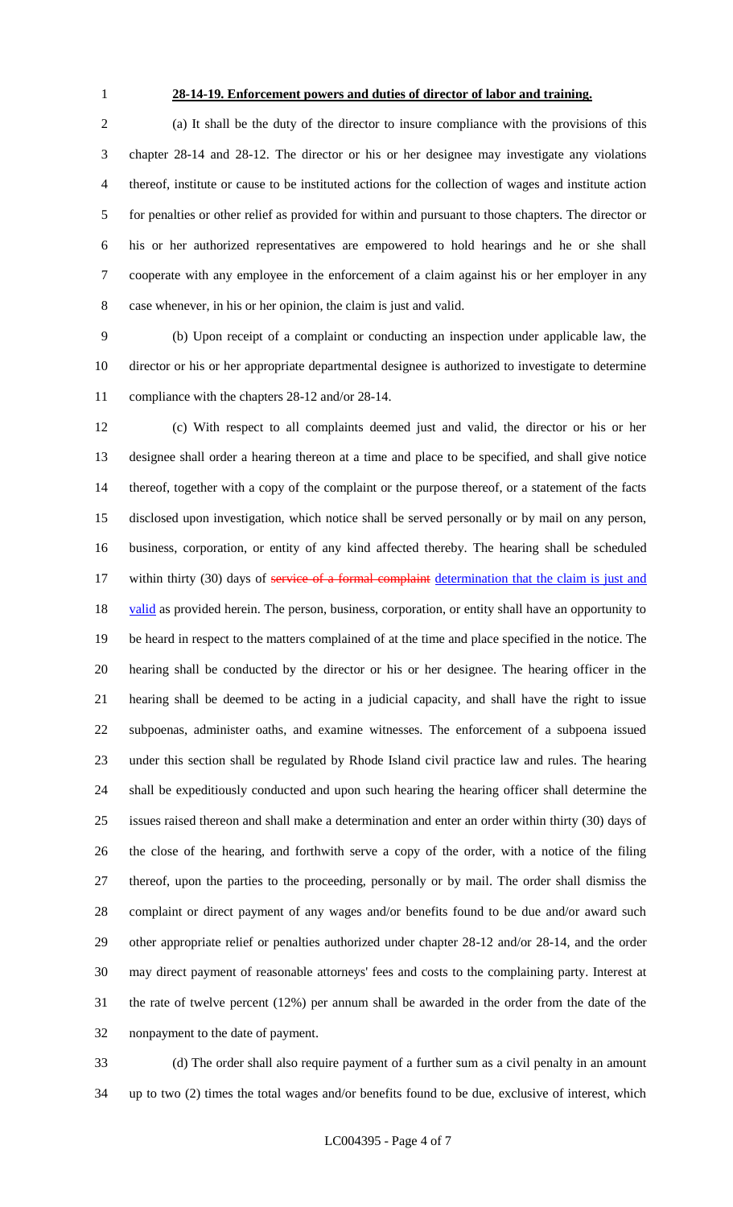**28-14-19. Enforcement powers and duties of director of labor and training.**

(a) It shall be the duty of the director to insure compliance with the provisions of this chapter 28-14 and 28-12. The director or his or her designee may investigate any violations thereof, institute or cause to be instituted actions for the collection of wages and institute action for penalties or other relief as provided for within and pursuant to those chapters. The director or his or her authorized representatives are empowered to hold hearings and he or she shall cooperate with any employee in the enforcement of a claim against his or her employer in any case whenever, in his or her opinion, the claim is just and valid.

(b) Upon receipt of a complaint or conducting an inspection under applicable law, the director or his or her appropriate departmental designee is authorized to investigate to determine compliance with the chapters 28-12 and/or 28-14.

(c) With respect to all complaints deemed just and valid, the director or his or her designee shall order a hearing thereon at a time and place to be specified, and shall give notice thereof, together with a copy of the complaint or the purpose thereof, or a statement of the facts disclosed upon investigation, which notice shall be served personally or by mail on any person, business, corporation, or entity of any kind affected thereby. The hearing shall be scheduled within thirty (30) days of ~~service of a formal complaint~~ determination that the claim is just and valid as provided herein. The person, business, corporation, or entity shall have an opportunity to be heard in respect to the matters complained of at the time and place specified in the notice. The hearing shall be conducted by the director or his or her designee. The hearing officer in the hearing shall be deemed to be acting in a judicial capacity, and shall have the right to issue subpoenas, administer oaths, and examine witnesses. The enforcement of a subpoena issued under this section shall be regulated by Rhode Island civil practice law and rules. The hearing shall be expeditiously conducted and upon such hearing the hearing officer shall determine the issues raised thereon and shall make a determination and enter an order within thirty (30) days of the close of the hearing, and forthwith serve a copy of the order, with a notice of the filing thereof, upon the parties to the proceeding, personally or by mail. The order shall dismiss the complaint or direct payment of any wages and/or benefits found to be due and/or award such other appropriate relief or penalties authorized under chapter 28-12 and/or 28-14, and the order may direct payment of reasonable attorneys' fees and costs to the complaining party. Interest at the rate of twelve percent (12%) per annum shall be awarded in the order from the date of the nonpayment to the date of payment.

(d) The order shall also require payment of a further sum as a civil penalty in an amount up to two (2) times the total wages and/or benefits found to be due, exclusive of interest, which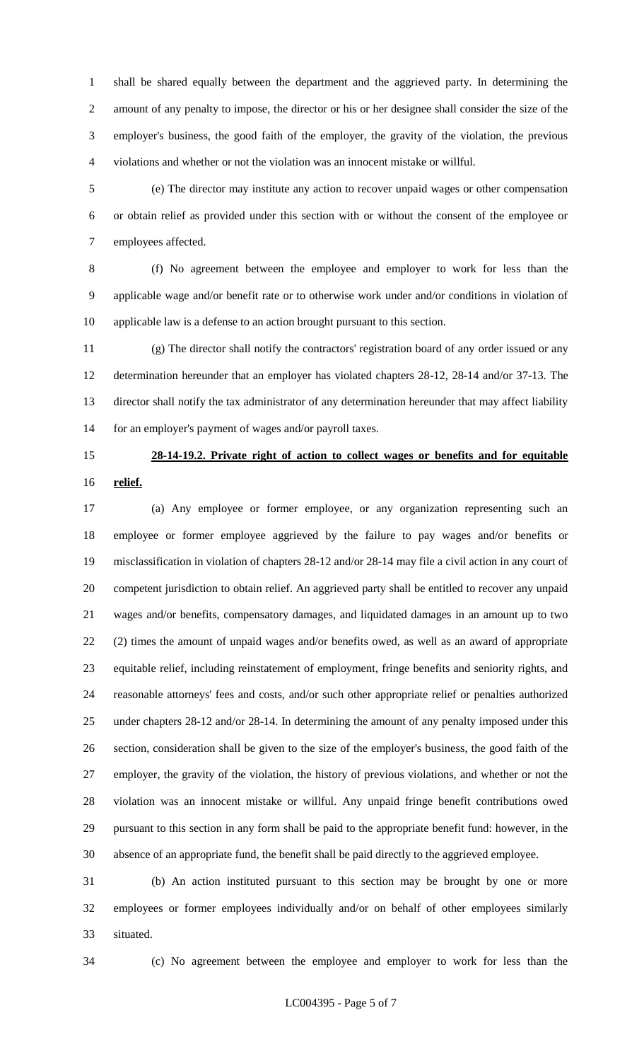shall be shared equally between the department and the aggrieved party. In determining the amount of any penalty to impose, the director or his or her designee shall consider the size of the employer's business, the good faith of the employer, the gravity of the violation, the previous violations and whether or not the violation was an innocent mistake or willful.

(e) The director may institute any action to recover unpaid wages or other compensation or obtain relief as provided under this section with or without the consent of the employee or employees affected.

(f) No agreement between the employee and employer to work for less than the applicable wage and/or benefit rate or to otherwise work under and/or conditions in violation of applicable law is a defense to an action brought pursuant to this section.

(g) The director shall notify the contractors' registration board of any order issued or any determination hereunder that an employer has violated chapters 28-12, 28-14 and/or 37-13. The director shall notify the tax administrator of any determination hereunder that may affect liability for an employer's payment of wages and/or payroll taxes.

**28-14-19.2. Private right of action to collect wages or benefits and for equitable relief.**

(a) Any employee or former employee, or any organization representing such an employee or former employee aggrieved by the failure to pay wages and/or benefits or misclassification in violation of chapters 28-12 and/or 28-14 may file a civil action in any court of competent jurisdiction to obtain relief. An aggrieved party shall be entitled to recover any unpaid wages and/or benefits, compensatory damages, and liquidated damages in an amount up to two (2) times the amount of unpaid wages and/or benefits owed, as well as an award of appropriate equitable relief, including reinstatement of employment, fringe benefits and seniority rights, and reasonable attorneys' fees and costs, and/or such other appropriate relief or penalties authorized under chapters 28-12 and/or 28-14. In determining the amount of any penalty imposed under this section, consideration shall be given to the size of the employer's business, the good faith of the employer, the gravity of the violation, the history of previous violations, and whether or not the violation was an innocent mistake or willful. Any unpaid fringe benefit contributions owed pursuant to this section in any form shall be paid to the appropriate benefit fund: however, in the absence of an appropriate fund, the benefit shall be paid directly to the aggrieved employee.

(b) An action instituted pursuant to this section may be brought by one or more employees or former employees individually and/or on behalf of other employees similarly situated.

(c) No agreement between the employee and employer to work for less than the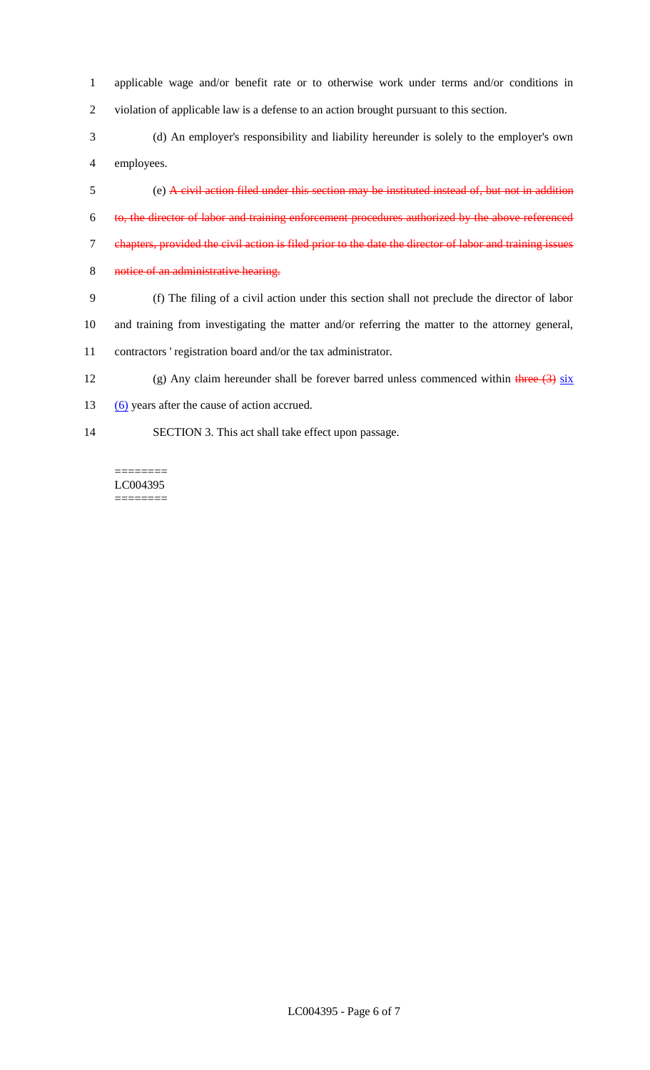applicable wage and/or benefit rate or to otherwise work under terms and/or conditions in violation of applicable law is a defense to an action brought pursuant to this section.

(d) An employer's responsibility and liability hereunder is solely to the employer's own employees.

(e) ~~A civil action filed under this section may be instituted instead of, but not in addition to, the director of labor and training enforcement procedures authorized by the above referenced chapters, provided the civil action is filed prior to the date the director of labor and training issues notice of an administrative hearing.~~

(f) The filing of a civil action under this section shall not preclude the director of labor and training from investigating the matter and/or referring the matter to the attorney general, contractors ' registration board and/or the tax administrator.

(g) Any claim hereunder shall be forever barred unless commenced within ~~three (3)~~ <u>six (6)</u> years after the cause of action accrued.

SECTION 3. This act shall take effect upon passage.

========
LC004395
========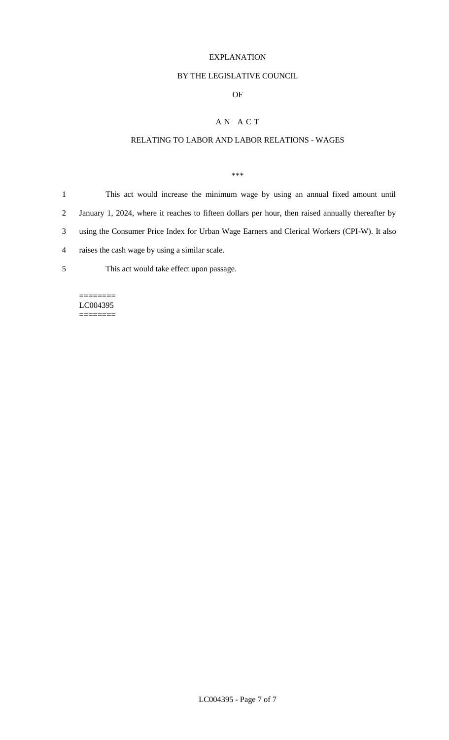EXPLANATION

BY THE LEGISLATIVE COUNCIL

OF

A N A C T

RELATING TO LABOR AND LABOR RELATIONS - WAGES

\*\*\*

1 This act would increase the minimum wage by using an annual fixed amount until
2 January 1, 2024, where it reaches to fifteen dollars per hour, then raised annually thereafter by
3 using the Consumer Price Index for Urban Wage Earners and Clerical Workers (CPI-W). It also
4 raises the cash wage by using a similar scale.

5 This act would take effect upon passage.

========
LC004395
========